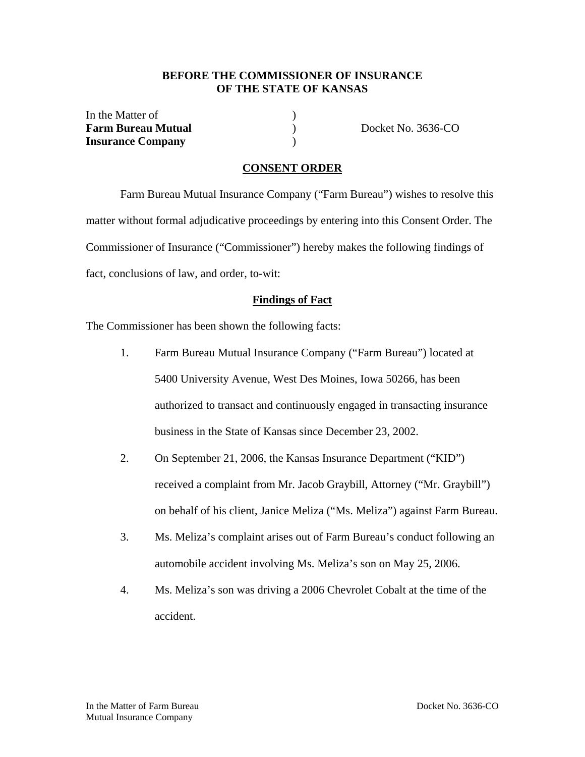**BEFORE THE COMMISSIONER OF INSURANCE**
**OF THE STATE OF KANSAS**

| | | |
|---|---|---|
| In the Matter of | ) | |
| **Farm Bureau Mutual** | ) | Docket No. 3636-CO |
| **Insurance Company** | ) | |

## CONSENT ORDER

Farm Bureau Mutual Insurance Company ("Farm Bureau") wishes to resolve this matter without formal adjudicative proceedings by entering into this Consent Order. The Commissioner of Insurance ("Commissioner") hereby makes the following findings of fact, conclusions of law, and order, to-wit:

### Findings of Fact

The Commissioner has been shown the following facts:

1. Farm Bureau Mutual Insurance Company ("Farm Bureau") located at 5400 University Avenue, West Des Moines, Iowa 50266, has been authorized to transact and continuously engaged in transacting insurance business in the State of Kansas since December 23, 2002.

2. On September 21, 2006, the Kansas Insurance Department ("KID") received a complaint from Mr. Jacob Graybill, Attorney ("Mr. Graybill") on behalf of his client, Janice Meliza ("Ms. Meliza") against Farm Bureau.

3. Ms. Meliza's complaint arises out of Farm Bureau's conduct following an automobile accident involving Ms. Meliza's son on May 25, 2006.

4. Ms. Meliza's son was driving a 2006 Chevrolet Cobalt at the time of the accident.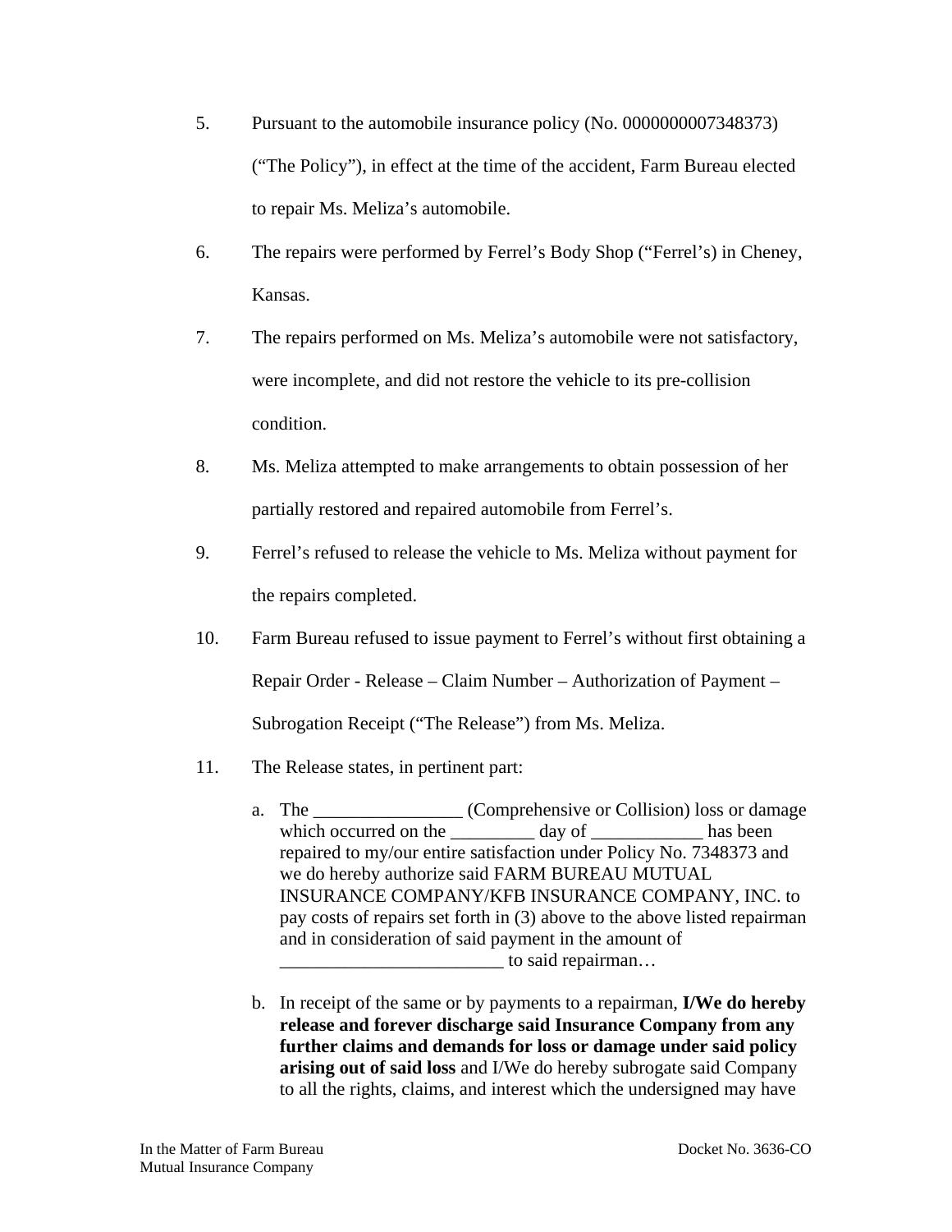5. Pursuant to the automobile insurance policy (No. 0000000007348373) ("The Policy"), in effect at the time of the accident, Farm Bureau elected to repair Ms. Meliza's automobile.

6. The repairs were performed by Ferrel's Body Shop ("Ferrel's) in Cheney, Kansas.

7. The repairs performed on Ms. Meliza's automobile were not satisfactory, were incomplete, and did not restore the vehicle to its pre-collision condition.

8. Ms. Meliza attempted to make arrangements to obtain possession of her partially restored and repaired automobile from Ferrel's.

9. Ferrel's refused to release the vehicle to Ms. Meliza without payment for the repairs completed.

10. Farm Bureau refused to issue payment to Ferrel's without first obtaining a Repair Order - Release – Claim Number – Authorization of Payment – Subrogation Receipt ("The Release") from Ms. Meliza.

11. The Release states, in pertinent part:

    a. The ________________ (Comprehensive or Collision) loss or damage which occurred on the _________ day of ____________ has been repaired to my/our entire satisfaction under Policy No. 7348373 and we do hereby authorize said FARM BUREAU MUTUAL INSURANCE COMPANY/KFB INSURANCE COMPANY, INC. to pay costs of repairs set forth in (3) above to the above listed repairman and in consideration of said payment in the amount of ________________________ to said repairman…

    b. In receipt of the same or by payments to a repairman, **I/We do hereby release and forever discharge said Insurance Company from any further claims and demands for loss or damage under said policy arising out of said loss** and I/We do hereby subrogate said Company to all the rights, claims, and interest which the undersigned may have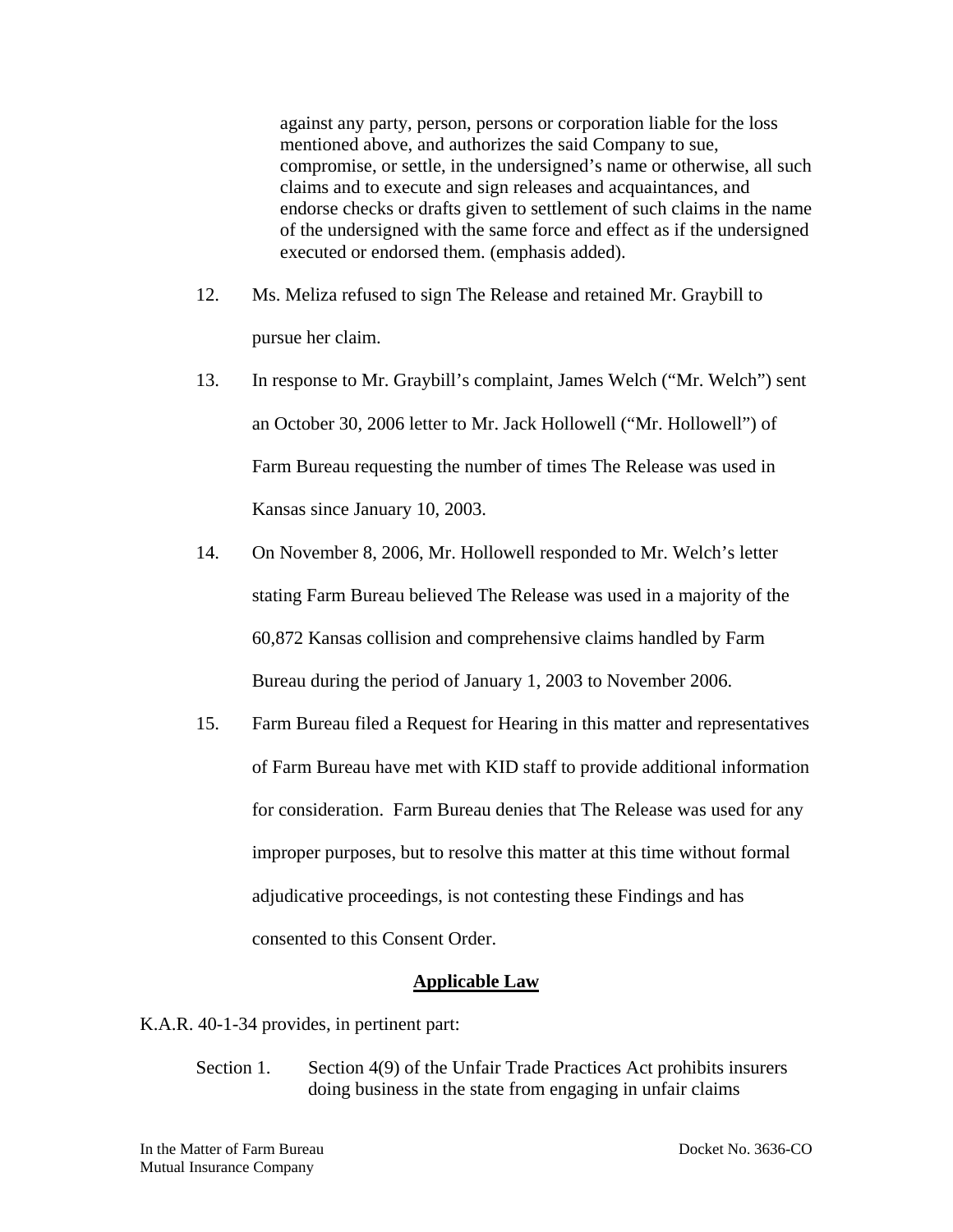> against any party, person, persons or corporation liable for the loss mentioned above, and authorizes the said Company to sue, compromise, or settle, in the undersigned's name or otherwise, all such claims and to execute and sign releases and acquaintances, and endorse checks or drafts given to settlement of such claims in the name of the undersigned with the same force and effect as if the undersigned executed or endorsed them. (emphasis added).

12. Ms. Meliza refused to sign The Release and retained Mr. Graybill to pursue her claim.

13. In response to Mr. Graybill's complaint, James Welch ("Mr. Welch") sent an October 30, 2006 letter to Mr. Jack Hollowell ("Mr. Hollowell") of Farm Bureau requesting the number of times The Release was used in Kansas since January 10, 2003.

14. On November 8, 2006, Mr. Hollowell responded to Mr. Welch's letter stating Farm Bureau believed The Release was used in a majority of the 60,872 Kansas collision and comprehensive claims handled by Farm Bureau during the period of January 1, 2003 to November 2006.

15. Farm Bureau filed a Request for Hearing in this matter and representatives of Farm Bureau have met with KID staff to provide additional information for consideration. Farm Bureau denies that The Release was used for any improper purposes, but to resolve this matter at this time without formal adjudicative proceedings, is not contesting these Findings and has consented to this Consent Order.

## Applicable Law

K.A.R. 40-1-34 provides, in pertinent part:

> Section 1. Section 4(9) of the Unfair Trade Practices Act prohibits insurers doing business in the state from engaging in unfair claims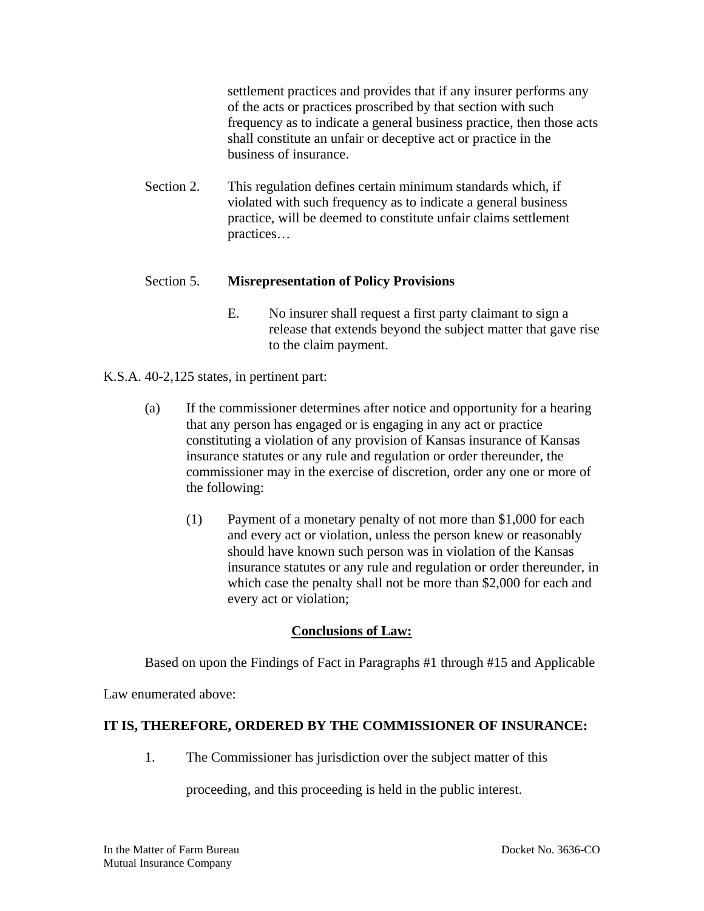settlement practices and provides that if any insurer performs any of the acts or practices proscribed by that section with such frequency as to indicate a general business practice, then those acts shall constitute an unfair or deceptive act or practice in the business of insurance.

Section 2. This regulation defines certain minimum standards which, if violated with such frequency as to indicate a general business practice, will be deemed to constitute unfair claims settlement practices…

Section 5. **Misrepresentation of Policy Provisions**

E. No insurer shall request a first party claimant to sign a release that extends beyond the subject matter that gave rise to the claim payment.

K.S.A. 40-2,125 states, in pertinent part:

(a) If the commissioner determines after notice and opportunity for a hearing that any person has engaged or is engaging in any act or practice constituting a violation of any provision of Kansas insurance of Kansas insurance statutes or any rule and regulation or order thereunder, the commissioner may in the exercise of discretion, order any one or more of the following:

(1) Payment of a monetary penalty of not more than $1,000 for each and every act or violation, unless the person knew or reasonably should have known such person was in violation of the Kansas insurance statutes or any rule and regulation or order thereunder, in which case the penalty shall not be more than $2,000 for each and every act or violation;

## Conclusions of Law:

Based on upon the Findings of Fact in Paragraphs #1 through #15 and Applicable Law enumerated above:

**IT IS, THEREFORE, ORDERED BY THE COMMISSIONER OF INSURANCE:**

1. The Commissioner has jurisdiction over the subject matter of this proceeding, and this proceeding is held in the public interest.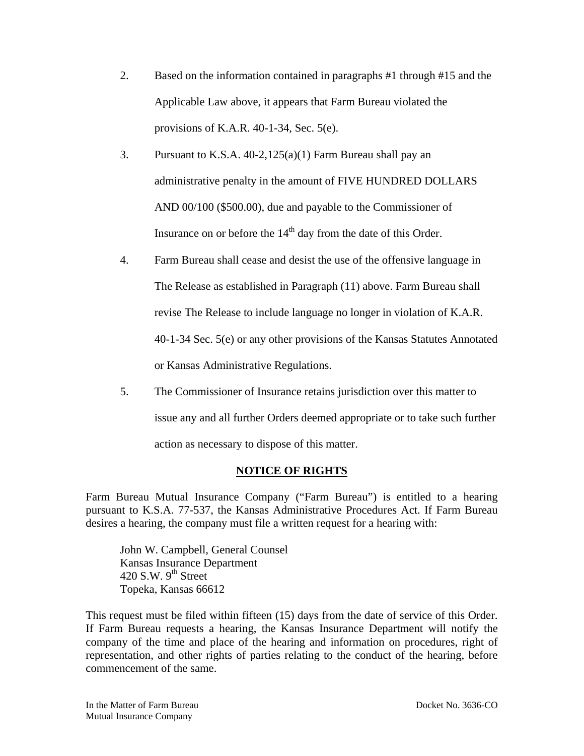2. Based on the information contained in paragraphs #1 through #15 and the Applicable Law above, it appears that Farm Bureau violated the provisions of K.A.R. 40-1-34, Sec. 5(e).

3. Pursuant to K.S.A. 40-2,125(a)(1) Farm Bureau shall pay an administrative penalty in the amount of FIVE HUNDRED DOLLARS AND 00/100 ($500.00), due and payable to the Commissioner of Insurance on or before the 14th day from the date of this Order.

4. Farm Bureau shall cease and desist the use of the offensive language in The Release as established in Paragraph (11) above. Farm Bureau shall revise The Release to include language no longer in violation of K.A.R. 40-1-34 Sec. 5(e) or any other provisions of the Kansas Statutes Annotated or Kansas Administrative Regulations.

5. The Commissioner of Insurance retains jurisdiction over this matter to issue any and all further Orders deemed appropriate or to take such further action as necessary to dispose of this matter.

## NOTICE OF RIGHTS

Farm Bureau Mutual Insurance Company ("Farm Bureau") is entitled to a hearing pursuant to K.S.A. 77-537, the Kansas Administrative Procedures Act. If Farm Bureau desires a hearing, the company must file a written request for a hearing with:

John W. Campbell, General Counsel
Kansas Insurance Department
420 S.W. 9th Street
Topeka, Kansas 66612

This request must be filed within fifteen (15) days from the date of service of this Order. If Farm Bureau requests a hearing, the Kansas Insurance Department will notify the company of the time and place of the hearing and information on procedures, right of representation, and other rights of parties relating to the conduct of the hearing, before commencement of the same.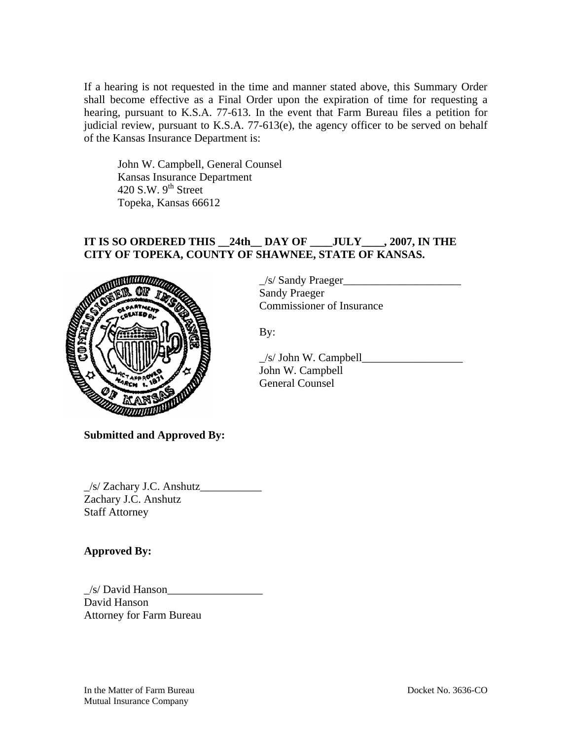If a hearing is not requested in the time and manner stated above, this Summary Order shall become effective as a Final Order upon the expiration of time for requesting a hearing, pursuant to K.S.A. 77-613. In the event that Farm Bureau files a petition for judicial review, pursuant to K.S.A. 77-613(e), the agency officer to be served on behalf of the Kansas Insurance Department is:

John W. Campbell, General Counsel
Kansas Insurance Department
420 S.W. 9th Street
Topeka, Kansas 66612

**IT IS SO ORDERED THIS __24th__ DAY OF ____JULY____, 2007, IN THE CITY OF TOPEKA, COUNTY OF SHAWNEE, STATE OF KANSAS.**

_/s/ Sandy Praeger_____________________
Sandy Praeger
Commissioner of Insurance

By:

_/s/ John W. Campbell__________________
John W. Campbell
General Counsel

**Submitted and Approved By:**

_/s/ Zachary J.C. Anshutz___________
Zachary J.C. Anshutz
Staff Attorney

**Approved By:**

_/s/ David Hanson_________________
David Hanson
Attorney for Farm Bureau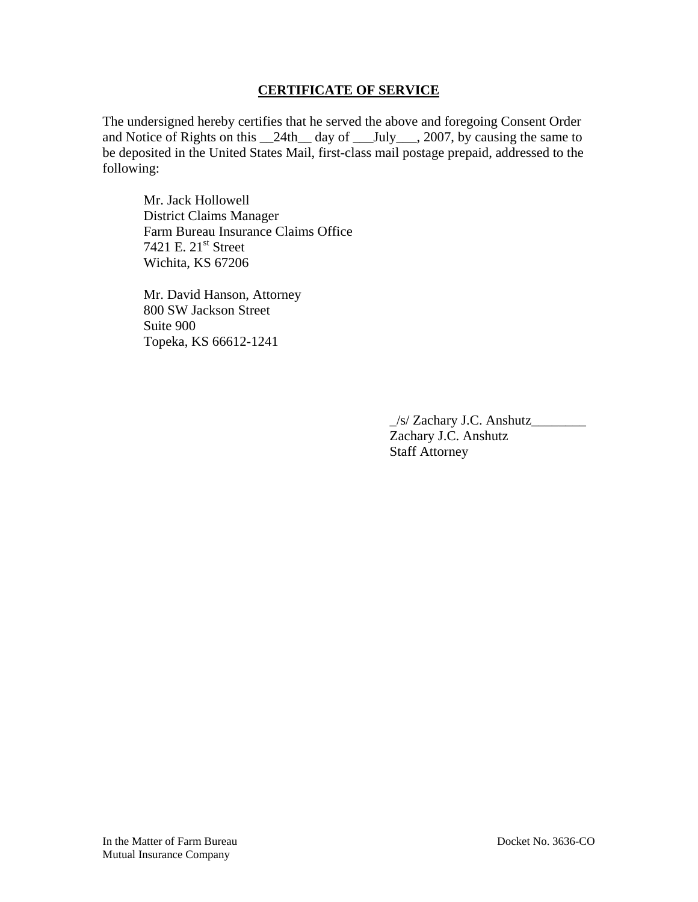## CERTIFICATE OF SERVICE

The undersigned hereby certifies that he served the above and foregoing Consent Order and Notice of Rights on this __24th__ day of ___July___, 2007, by causing the same to be deposited in the United States Mail, first-class mail postage prepaid, addressed to the following:

Mr. Jack Hollowell
District Claims Manager
Farm Bureau Insurance Claims Office
7421 E. 21st Street
Wichita, KS 67206

Mr. David Hanson, Attorney
800 SW Jackson Street
Suite 900
Topeka, KS 66612-1241

_/s/ Zachary J.C. Anshutz________
Zachary J.C. Anshutz
Staff Attorney

In the Matter of Farm Bureau Mutual Insurance Company

Docket No. 3636-CO